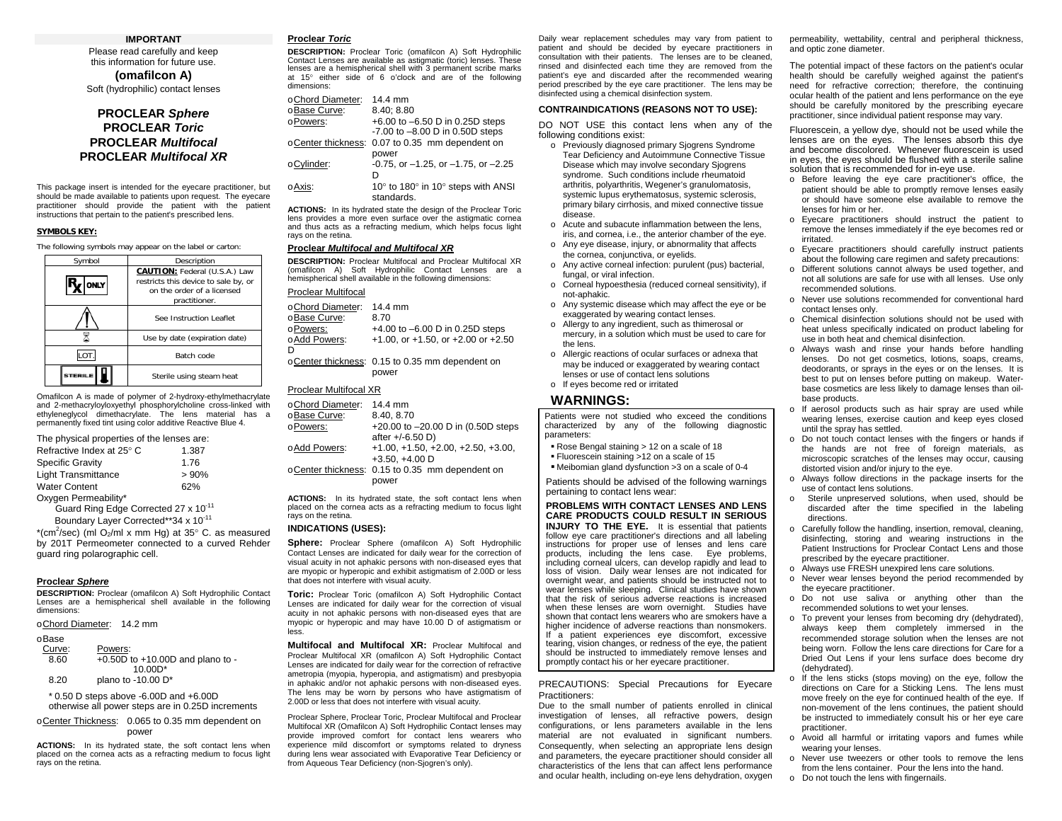**IMPORTANT**

Please read carefully and keep this information for future use.

**(omafilcon A)**

Soft (hydrophilic) contact lenses

## PROCLEAR *Sphere*
## PROCLEAR *Toric*
## PROCLEAR *Multifocal*
## PROCLEAR *Multifocal XR*

This package insert is intended for the eyecare practitioner, but should be made available to patients upon request. The eyecare practitioner should provide the patient with the patient instructions that pertain to the patient's prescribed lens.

**SYMBOLS KEY:**

The following symbols may appear on the label or carton:

| Symbol | Description |
|---|---|
| Rx ONLY | **CAUTION:** Federal (U.S.A.) Law restricts this device to sale by, or on the order of a licensed practitioner. |
| ⚠ | See Instruction Leaflet |
| ⌛ | Use by date (expiration date) |
| LOT | Batch code |
| STERILE | Sterile using steam heat |

Omafilcon A is made of polymer of 2-hydroxy-ethylmethacrylate and 2-methacryloyloxyethyl phosphorylcholine cross-linked with ethyleneglycol dimethacrylate. The lens material has a permanently fixed tint using color additive Reactive Blue 4.

The physical properties of the lenses are:

| | |
|---|---|
| Refractive Index at 25° C | 1.387 |
| Specific Gravity | 1.76 |
| Light Transmittance | > 90% |
| Water Content | 62% |

Oxygen Permeability*

Guard Ring Edge Corrected 27 x $10^{-11}$

Boundary Layer Corrected** 34 x $10^{-11}$

*($cm^2$/sec) (ml $O_2$/ml x mm Hg) at 35° C. as measured by 201T Permeometer connected to a curved Rehder guard ring polarographic cell.

### Proclear *Sphere*

**DESCRIPTION:** Proclear (omafilcon A) Soft Hydrophilic Contact Lenses are a hemispherical shell available in the following dimensions:

- Chord Diameter: 14.2 mm
- Base Curve:

| Curve | Powers |
|---|---|
| 8.60 | +0.50D to +10.00D and plano to -10.00D* |
| 8.20 | plano to -10.00 D* |

\* 0.50 D steps above -6.00D and +6.00D otherwise all power steps are in 0.25D increments

- Center Thickness: 0.065 to 0.35 mm dependent on power

**ACTIONS:** In its hydrated state, the soft contact lens when placed on the cornea acts as a refracting medium to focus light rays on the retina.

### Proclear *Toric*

**DESCRIPTION:** Proclear Toric (omafilcon A) Soft Hydrophilic Contact Lenses are available as astigmatic (toric) lenses. These lenses are a hemispherical shell with 3 permanent scribe marks at 15° either side of 6 o'clock and are of the following dimensions:

- Chord Diameter: 14.4 mm
- Base Curve: 8.40; 8.80
- Powers: +6.00 to –6.50 D in 0.25D steps; -7.00 to –8.00 D in 0.50D steps
- Center thickness: 0.07 to 0.35 mm dependent on power
- Cylinder: -0.75, or –1.25, or –1.75, or –2.25 D
- Axis: 10° to 180° in 10° steps with ANSI standards.

**ACTIONS:** In its hydrated state the design of the Proclear Toric lens provides a more even surface over the astigmatic cornea and thus acts as a refracting medium, which helps focus light rays on the retina.

### Proclear *Multifocal and Multifocal XR*

**DESCRIPTION:** Proclear Multifocal and Proclear Multifocal XR (omafilcon A) Soft Hydrophilic Contact Lenses are a hemispherical shell available in the following dimensions:

Proclear Multifocal

- Chord Diameter: 14.4 mm
- Base Curve: 8.70
- Powers: +4.00 to –6.00 D in 0.25D steps
- Add Powers: +1.00, or +1.50, or +2.00 or +2.50 D
- Center thickness: 0.15 to 0.35 mm dependent on power

Proclear Multifocal XR

- Chord Diameter: 14.4 mm
- Base Curve: 8.40, 8.70
- Powers: +20.00 to –20.00 D in (0.50D steps after +/-6.50 D)
- Add Powers: +1.00, +1.50, +2.00, +2.50, +3.00, +3.50, +4.00 D
- Center thickness: 0.15 to 0.35 mm dependent on power

**ACTIONS:** In its hydrated state, the soft contact lens when placed on the cornea acts as a refracting medium to focus light rays on the retina.

### INDICATIONS (USES):

**Sphere:** Proclear Sphere (omafilcon A) Soft Hydrophilic Contact Lenses are indicated for daily wear for the correction of visual acuity in not aphakic persons with non-diseased eyes that are myopic or hyperopic and exhibit astigmatism of 2.00D or less that does not interfere with visual acuity.

**Toric:** Proclear Toric (omafilcon A) Soft Hydrophilic Contact Lenses are indicated for daily wear for the correction of visual acuity in not aphakic persons with non-diseased eyes that are myopic or hyperopic and may have 10.00 D of astigmatism or less.

**Multifocal and Multifocal XR:** Proclear Multifocal and Proclear Multifocal XR (omafilcon A) Soft Hydrophilic Contact Lenses are indicated for daily wear for the correction of refractive ametropia (myopia, hyperopia, and astigmatism) and presbyopia in aphakic and/or not aphakic persons with non-diseased eyes. The lens may be worn by persons who have astigmatism of 2.00D or less that does not interfere with visual acuity.

Proclear Sphere, Proclear Toric, Proclear Multifocal and Proclear Multifocal XR (Omafilcon A) Soft Hydrophilic Contact lenses may provide improved comfort for contact lens wearers who experience mild discomfort or symptoms related to dryness during lens wear associated with Evaporative Tear Deficiency or from Aqueous Tear Deficiency (non-Sjogren's only).

Daily wear replacement schedules may vary from patient to patient and should be decided by eyecare practitioners in consultation with their patients. The lenses are to be cleaned, rinsed and disinfected each time they are removed from the patient's eye and discarded after the recommended wearing period prescribed by the eye care practitioner. The lens may be disinfected using a chemical disinfection system.

### CONTRAINDICATIONS (REASONS NOT TO USE):

DO NOT USE this contact lens when any of the following conditions exist:

- Previously diagnosed primary Sjogrens Syndrome Tear Deficiency and Autoimmune Connective Tissue Disease which may involve secondary Sjogrens syndrome. Such conditions include rheumatoid arthritis, polyarthritis, Wegener's granulomatosis, systemic lupus erythematosus, systemic sclerosis, primary bilary cirrhosis, and mixed connective tissue disease.
- Acute and subacute inflammation between the lens, iris, and cornea, i.e., the anterior chamber of the eye.
- Any eye disease, injury, or abnormality that affects the cornea, conjunctiva, or eyelids.
- Any active corneal infection: purulent (pus) bacterial, fungal, or viral infection.
- Corneal hypoesthesia (reduced corneal sensitivity), if not-aphakic.
- Any systemic disease which may affect the eye or be exaggerated by wearing contact lenses.
- Allergy to any ingredient, such as thimerosal or mercury, in a solution which must be used to care for the lens.
- Allergic reactions of ocular surfaces or adnexa that may be induced or exaggerated by wearing contact lenses or use of contact lens solutions
- If eyes become red or irritated

## WARNINGS:

Patients were not studied who exceed the conditions characterized by any of the following diagnostic parameters:

- Rose Bengal staining > 12 on a scale of 18
- Fluorescein staining >12 on a scale of 15
- Meibomian gland dysfunction >3 on a scale of 0-4

Patients should be advised of the following warnings pertaining to contact lens wear:

**PROBLEMS WITH CONTACT LENSES AND LENS CARE PRODUCTS COULD RESULT IN SERIOUS INJURY TO THE EYE.** It is essential that patients follow eye care practitioner's directions and all labeling instructions for proper use of lenses and lens care products, including the lens case. Eye problems, including corneal ulcers, can develop rapidly and lead to loss of vision. Daily wear lenses are not indicated for overnight wear, and patients should be instructed not to wear lenses while sleeping. Clinical studies have shown that the risk of serious adverse reactions is increased when these lenses are worn overnight. Studies have shown that contact lens wearers who are smokers have a higher incidence of adverse reactions than nonsmokers. If a patient experiences eye discomfort, excessive tearing, vision changes, or redness of the eye, the patient should be instructed to immediately remove lenses and promptly contact his or her eyecare practitioner.

PRECAUTIONS: Special Precautions for Eyecare Practitioners:

Due to the small number of patients enrolled in clinical investigation of lenses, all refractive powers, design configurations, or lens parameters available in the lens material are not evaluated in significant numbers. Consequently, when selecting an appropriate lens design and parameters, the eyecare practitioner should consider all characteristics of the lens that can affect lens performance and ocular health, including on-eye lens dehydration, oxygen permeability, wettability, central and peripheral thickness, and optic zone diameter.

The potential impact of these factors on the patient's ocular health should be carefully weighed against the patient's need for refractive correction; therefore, the continuing ocular health of the patient and lens performance on the eye should be carefully monitored by the prescribing eyecare practitioner, since individual patient response may vary.

Fluorescein, a yellow dye, should not be used while the lenses are on the eyes. The lenses absorb this dye and become discolored. Whenever fluorescein is used in eyes, the eyes should be flushed with a sterile saline solution that is recommended for in-eye use.

- Before leaving the eye care practitioner's office, the patient should be able to promptly remove lenses easily or should have someone else available to remove the lenses for him or her.
- Eyecare practitioners should instruct the patient to remove the lenses immediately if the eye becomes red or irritated.
- Eyecare practitioners should carefully instruct patients about the following care regimen and safety precautions:
- Different solutions cannot always be used together, and not all solutions are safe for use with all lenses. Use only recommended solutions.
- Never use solutions recommended for conventional hard contact lenses only.
- Chemical disinfection solutions should not be used with heat unless specifically indicated on product labeling for use in both heat and chemical disinfection.
- Always wash and rinse your hands before handling lenses. Do not get cosmetics, lotions, soaps, creams, deodorants, or sprays in the eyes or on the lenses. It is best to put on lenses before putting on makeup. Water-base cosmetics are less likely to damage lenses than oil-base products.
- If aerosol products such as hair spray are used while wearing lenses, exercise caution and keep eyes closed until the spray has settled.
- Do not touch contact lenses with the fingers or hands if the hands are not free of foreign materials, as microscopic scratches of the lenses may occur, causing distorted vision and/or injury to the eye.
- Always follow directions in the package inserts for the use of contact lens solutions.
- Sterile unpreserved solutions, when used, should be discarded after the time specified in the labeling directions.
- Carefully follow the handling, insertion, removal, cleaning, disinfecting, storing and wearing instructions in the Patient Instructions for Proclear Contact Lens and those prescribed by the eyecare practitioner.
- Always use FRESH unexpired lens care solutions.
- Never wear lenses beyond the period recommended by the eyecare practitioner.
- Do not use saliva or anything other than the recommended solutions to wet your lenses.
- To prevent your lenses from becoming dry (dehydrated), always keep them completely immersed in the recommended storage solution when the lenses are not being worn. Follow the lens care directions for Care for a Dried Out Lens if your lens surface does become dry (dehydrated).
- If the lens sticks (stops moving) on the eye, follow the directions on Care for a Sticking Lens. The lens must move freely on the eye for continued health of the eye. If non-movement of the lens continues, the patient should be instructed to immediately consult his or her eye care practitioner.
- Avoid all harmful or irritating vapors and fumes while wearing your lenses.
- Never use tweezers or other tools to remove the lens from the lens container. Pour the lens into the hand.
- Do not touch the lens with fingernails.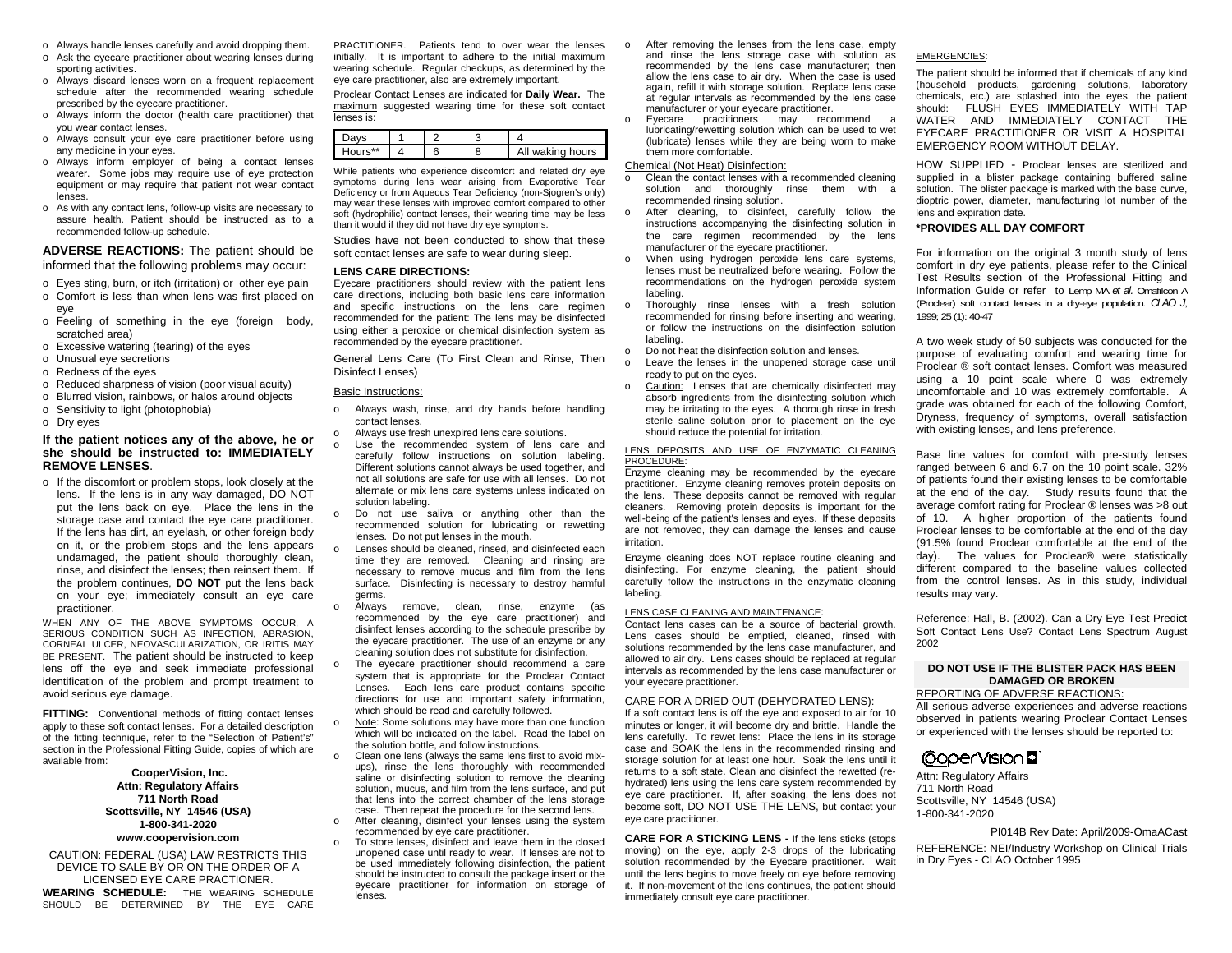- o Always handle lenses carefully and avoid dropping them.
- o Ask the eyecare practitioner about wearing lenses during sporting activities.
- o Always discard lenses worn on a frequent replacement schedule after the recommended wearing schedule prescribed by the eyecare practitioner.
- o Always inform the doctor (health care practitioner) that you wear contact lenses.
- o Always consult your eye care practitioner before using any medicine in your eyes.
- o Always inform employer of being a contact lenses wearer. Some jobs may require use of eye protection equipment or may require that patient not wear contact lenses.
- o As with any contact lens, follow-up visits are necessary to assure health. Patient should be instructed as to a recommended follow-up schedule.

**ADVERSE REACTIONS:** The patient should be informed that the following problems may occur:

- o Eyes sting, burn, or itch (irritation) or other eye pain
- o Comfort is less than when lens was first placed on eye
- o Feeling of something in the eye (foreign body, scratched area)
- o Excessive watering (tearing) of the eyes
- o Unusual eye secretions
- o Redness of the eyes
- o Reduced sharpness of vision (poor visual acuity)
- o Blurred vision, rainbows, or halos around objects
- o Sensitivity to light (photophobia)
- o Dry eyes

**If the patient notices any of the above, he or she should be instructed to: IMMEDIATELY REMOVE LENSES**.

- o If the discomfort or problem stops, look closely at the lens. If the lens is in any way damaged, DO NOT put the lens back on eye. Place the lens in the storage case and contact the eye care practitioner. If the lens has dirt, an eyelash, or other foreign body on it, or the problem stops and the lens appears undamaged, the patient should thoroughly clean, rinse, and disinfect the lenses; then reinsert them. If the problem continues, **DO NOT** put the lens back on your eye; immediately consult an eye care practitioner.

WHEN ANY OF THE ABOVE SYMPTOMS OCCUR, A SERIOUS CONDITION SUCH AS INFECTION, ABRASION, CORNEAL ULCER, NEOVASCULARIZATION, OR IRITIS MAY BE PRESENT. The patient should be instructed to keep lens off the eye and seek immediate professional identification of the problem and prompt treatment to avoid serious eye damage.

**FITTING:** Conventional methods of fitting contact lenses apply to these soft contact lenses. For a detailed description of the fitting technique, refer to the "Selection of Patient's" section in the Professional Fitting Guide, copies of which are available from:

**CooperVision, Inc.**
**Attn: Regulatory Affairs**
**711 North Road**
**Scottsville, NY 14546 (USA)**
**1-800-341-2020**
**www.coopervision.com**

CAUTION: FEDERAL (USA) LAW RESTRICTS THIS DEVICE TO SALE BY OR ON THE ORDER OF A LICENSED EYE CARE PRACTIONER.

**WEARING SCHEDULE:** THE WEARING SCHEDULE SHOULD BE DETERMINED BY THE EYE CARE PRACTITIONER. Patients tend to over wear the lenses initially. It is important to adhere to the initial maximum wearing schedule. Regular checkups, as determined by the eye care practitioner, also are extremely important.

Proclear Contact Lenses are indicated for **Daily Wear.** The maximum suggested wearing time for these soft contact lenses is:

| | | | | |
|---|---|---|---|---|
| Days | 1 | 2 | 3 | 4 |
| Hours** | 4 | 6 | 8 | All waking hours |

While patients who experience discomfort and related dry eye symptoms during lens wear arising from Evaporative Tear Deficiency or from Aqueous Tear Deficiency (non-Sjogren's only) may wear these lenses with improved comfort compared to other soft (hydrophilic) contact lenses, their wearing time may be less than it would if they did not have dry eye symptoms.

Studies have not been conducted to show that these soft contact lenses are safe to wear during sleep.

**LENS CARE DIRECTIONS:**
Eyecare practitioners should review with the patient lens care directions, including both basic lens care information and specific instructions on the lens care regimen recommended for the patient: The lens may be disinfected using either a peroxide or chemical disinfection system as recommended by the eyecare practitioner.

General Lens Care (To First Clean and Rinse, Then Disinfect Lenses)

Basic Instructions:

- o Always wash, rinse, and dry hands before handling contact lenses.
- o Always use fresh unexpired lens care solutions.
- o Use the recommended system of lens care and carefully follow instructions on solution labeling. Different solutions cannot always be used together, and not all solutions are safe for use with all lenses. Do not alternate or mix lens care systems unless indicated on solution labeling.
- o Do not use saliva or anything other than the recommended solution for lubricating or rewetting lenses. Do not put lenses in the mouth.
- o Lenses should be cleaned, rinsed, and disinfected each time they are removed. Cleaning and rinsing are necessary to remove mucus and film from the lens surface. Disinfecting is necessary to destroy harmful germs.
- o Always remove, clean, rinse, enzyme (as recommended by the eye care practitioner) and disinfect lenses according to the schedule prescribe by the eyecare practitioner. The use of an enzyme or any cleaning solution does not substitute for disinfection.
- o The eyecare practitioner should recommend a care system that is appropriate for the Proclear Contact Lenses. Each lens care product contains specific directions for use and important safety information, which should be read and carefully followed.
- o Note: Some solutions may have more than one function which will be indicated on the label. Read the label on the solution bottle, and follow instructions.
- o Clean one lens (always the same lens first to avoid mix-ups), rinse the lens thoroughly with recommended saline or disinfecting solution to remove the cleaning solution, mucus, and film from the lens surface, and put that lens into the correct chamber of the lens storage case. Then repeat the procedure for the second lens.
- o After cleaning, disinfect your lenses using the system recommended by eye care practitioner.
- o To store lenses, disinfect and leave them in the closed unopened case until ready to wear. If lenses are not to be used immediately following disinfection, the patient should be instructed to consult the package insert or the eyecare practitioner for information on storage of lenses.
- o After removing the lenses from the lens case, empty and rinse the lens storage case with solution as recommended by the lens case manufacturer; then allow the lens case to air dry. When the case is used again, refill it with storage solution. Replace lens case at regular intervals as recommended by the lens case manufacturer or your eyecare practitioner.
- o Eyecare practitioners may recommend a lubricating/rewetting solution which can be used to wet (lubricate) lenses while they are being worn to make them more comfortable.

Chemical (Not Heat) Disinfection:

- o Clean the contact lenses with a recommended cleaning solution and thoroughly rinse them with a recommended rinsing solution.
- o After cleaning, to disinfect, carefully follow the instructions accompanying the disinfecting solution in the care regimen recommended by the lens manufacturer or the eyecare practitioner.
- o When using hydrogen peroxide lens care systems, lenses must be neutralized before wearing. Follow the recommendations on the hydrogen peroxide system labeling.
- o Thoroughly rinse lenses with a fresh solution recommended for rinsing before inserting and wearing, or follow the instructions on the disinfection solution labeling.
- o Do not heat the disinfection solution and lenses.
- o Leave the lenses in the unopened storage case until ready to put on the eyes.
- o Caution: Lenses that are chemically disinfected may absorb ingredients from the disinfecting solution which may be irritating to the eyes. A thorough rinse in fresh sterile saline solution prior to placement on the eye should reduce the potential for irritation.

LENS DEPOSITS AND USE OF ENZYMATIC CLEANING PROCEDURE:
Enzyme cleaning may be recommended by the eyecare practitioner. Enzyme cleaning removes protein deposits on the lens. These deposits cannot be removed with regular cleaners. Removing protein deposits is important for the well-being of the patient's lenses and eyes. If these deposits are not removed, they can damage the lenses and cause irritation.

Enzyme cleaning does NOT replace routine cleaning and disinfecting. For enzyme cleaning, the patient should carefully follow the instructions in the enzymatic cleaning labeling.

LENS CASE CLEANING AND MAINTENANCE:
Contact lens cases can be a source of bacterial growth. Lens cases should be emptied, cleaned, rinsed with solutions recommended by the lens case manufacturer, and allowed to air dry. Lens cases should be replaced at regular intervals as recommended by the lens case manufacturer or your eyecare practitioner.

CARE FOR A DRIED OUT (DEHYDRATED LENS):
If a soft contact lens is off the eye and exposed to air for 10 minutes or longer, it will become dry and brittle. Handle the lens carefully. To rewet lens: Place the lens in its storage case and SOAK the lens in the recommended rinsing and storage solution for at least one hour. Soak the lens until it returns to a soft state. Clean and disinfect the rewetted (re-hydrated) lens using the lens care system recommended by eye care practitioner. If, after soaking, the lens does not become soft, DO NOT USE THE LENS, but contact your eye care practitioner.

**CARE FOR A STICKING LENS -** If the lens sticks (stops moving) on the eye, apply 2-3 drops of the lubricating solution recommended by the Eyecare practitioner. Wait until the lens begins to move freely on eye before removing it. If non-movement of the lens continues, the patient should immediately consult eye care practitioner.

EMERGENCIES:

The patient should be informed that if chemicals of any kind (household products, gardening solutions, laboratory chemicals, etc.) are splashed into the eyes, the patient should: FLUSH EYES IMMEDIATELY WITH TAP WATER AND IMMEDIATELY CONTACT THE EYECARE PRACTITIONER OR VISIT A HOSPITAL EMERGENCY ROOM WITHOUT DELAY.

HOW SUPPLIED - Proclear lenses are sterilized and supplied in a blister package containing buffered saline solution. The blister package is marked with the base curve, dioptric power, diameter, manufacturing lot number of the lens and expiration date.

**\*PROVIDES ALL DAY COMFORT**

For information on the original 3 month study of lens comfort in dry eye patients, please refer to the Clinical Test Results section of the Professional Fitting and Information Guide or refer to Lemp MA *et al.* Omafilcon A (Proclear) soft contact lenses in a dry-eye population. *CLAO J*, 1999; 25 (1): 40-47

A two week study of 50 subjects was conducted for the purpose of evaluating comfort and wearing time for Proclear ® soft contact lenses. Comfort was measured using a 10 point scale where 0 was extremely uncomfortable and 10 was extremely comfortable. A grade was obtained for each of the following Comfort, Dryness, frequency of symptoms, overall satisfaction with existing lenses, and lens preference.

Base line values for comfort with pre-study lenses ranged between 6 and 6.7 on the 10 point scale. 32% of patients found their existing lenses to be comfortable at the end of the day. Study results found that the average comfort rating for Proclear ® lenses was >8 out of 10. A higher proportion of the patients found Proclear lenses to be comfortable at the end of the day (91.5% found Proclear comfortable at the end of the day). The values for Proclear® were statistically different compared to the baseline values collected from the control lenses. As in this study, individual results may vary.

Reference: Hall, B. (2002). Can a Dry Eye Test Predict Soft Contact Lens Use? Contact Lens Spectrum August 2002

**DO NOT USE IF THE BLISTER PACK HAS BEEN DAMAGED OR BROKEN**

REPORTING OF ADVERSE REACTIONS:
All serious adverse experiences and adverse reactions observed in patients wearing Proclear Contact Lenses or experienced with the lenses should be reported to:

CooperVision

Attn: Regulatory Affairs
711 North Road
Scottsville, NY 14546 (USA)
1-800-341-2020

PI014B Rev Date: April/2009-OmaACast

REFERENCE: NEI/Industry Workshop on Clinical Trials in Dry Eyes - CLAO October 1995